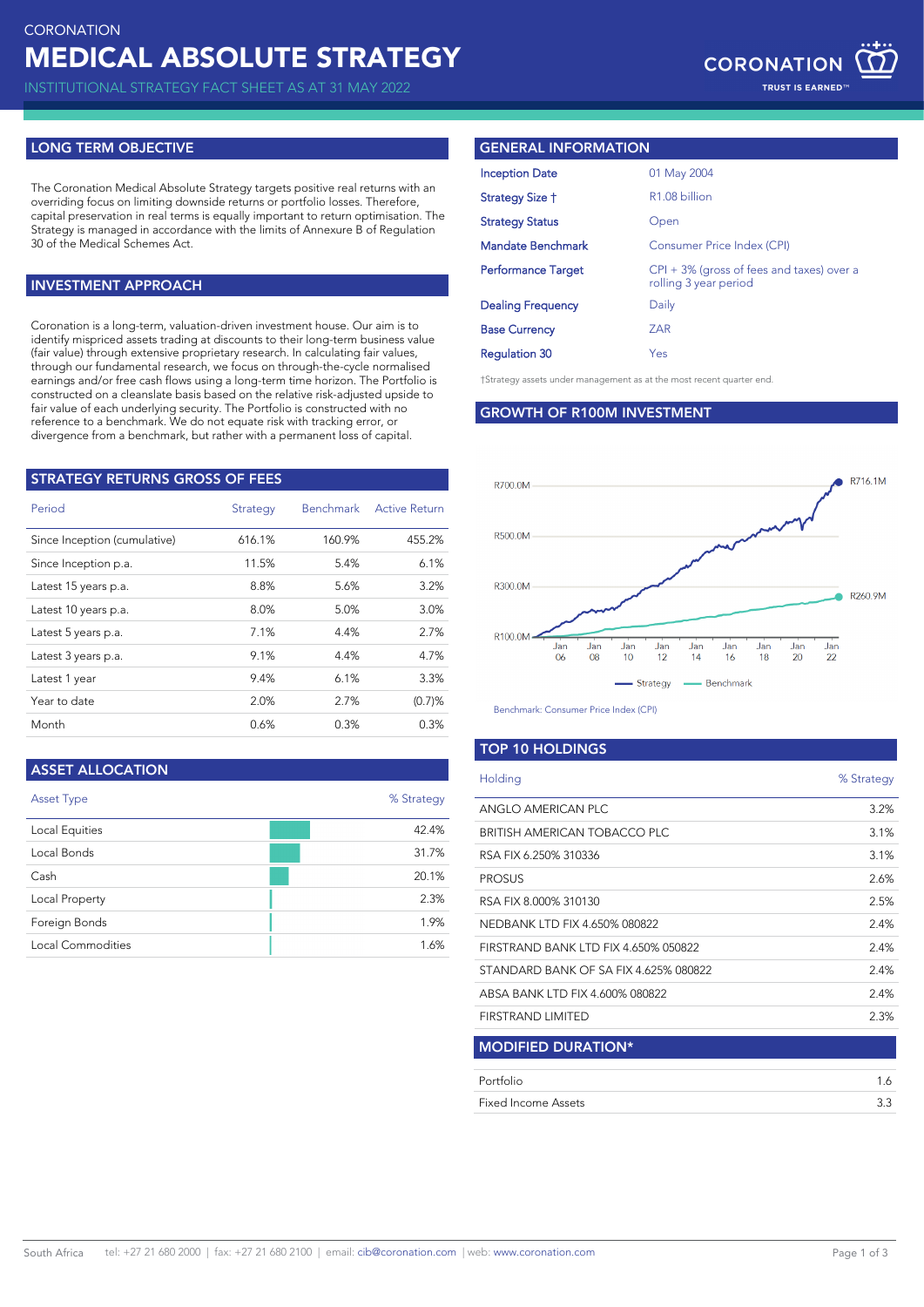CORONATION

# MEDICAL ABSOLUTE STRATEGY

INSTITUTIONAL STRATEGY FACT SHEET AS AT 31 MAY 2022

## LONG TERM OBJECTIVE

The Coronation Medical Absolute Strategy targets positive real returns with an overriding focus on limiting downside returns or portfolio losses. Therefore, capital preservation in real terms is equally important to return optimisation. The Strategy is managed in accordance with the limits of Annexure B of Regulation 30 of the Medical Schemes Act.

## INVESTMENT APPROACH

Coronation is a long-term, valuation-driven investment house. Our aim is to identify mispriced assets trading at discounts to their long-term business value (fair value) through extensive proprietary research. In calculating fair values, through our fundamental research, we focus on through-the-cycle normalised earnings and/or free cash flows using a long-term time horizon. The Portfolio is constructed on a cleanslate basis based on the relative risk-adjusted upside to fair value of each underlying security. The Portfolio is constructed with no reference to a benchmark. We do not equate risk with tracking error, or divergence from a benchmark, but rather with a permanent loss of capital.

## STRATEGY RETURNS GROSS OF FEES

| Period | Strategy | Benchmark | Active Return |
|---|---|---|---|
| Since Inception (cumulative) | 616.1% | 160.9% | 455.2% |
| Since Inception p.a. | 11.5% | 5.4% | 6.1% |
| Latest 15 years p.a. | 8.8% | 5.6% | 3.2% |
| Latest 10 years p.a. | 8.0% | 5.0% | 3.0% |
| Latest 5 years p.a. | 7.1% | 4.4% | 2.7% |
| Latest 3 years p.a. | 9.1% | 4.4% | 4.7% |
| Latest 1 year | 9.4% | 6.1% | 3.3% |
| Year to date | 2.0% | 2.7% | (0.7)% |
| Month | 0.6% | 0.3% | 0.3% |

## ASSET ALLOCATION

| Asset Type | % Strategy |
|---|---|
| Local Equities | 42.4% |
| Local Bonds | 31.7% |
| Cash | 20.1% |
| Local Property | 2.3% |
| Foreign Bonds | 1.9% |
| Local Commodities | 1.6% |

## GENERAL INFORMATION

| | |
|---|---|
| Inception Date | 01 May 2004 |
| Strategy Size † | R1.08 billion |
| Strategy Status | Open |
| Mandate Benchmark | Consumer Price Index (CPI) |
| Performance Target | CPI + 3% (gross of fees and taxes) over a rolling 3 year period |
| Dealing Frequency | Daily |
| Base Currency | ZAR |
| Regulation 30 | Yes |

†Strategy assets under management as at the most recent quarter end.

## GROWTH OF R100M INVESTMENT

Strategy: R716.1M; Benchmark: R260.9M

Benchmark: Consumer Price Index (CPI)

## TOP 10 HOLDINGS

| Holding | % Strategy |
|---|---|
| ANGLO AMERICAN PLC | 3.2% |
| BRITISH AMERICAN TOBACCO PLC | 3.1% |
| RSA FIX 6.250% 310336 | 3.1% |
| PROSUS | 2.6% |
| RSA FIX 8.000% 310130 | 2.5% |
| NEDBANK LTD FIX 4.650% 080822 | 2.4% |
| FIRSTRAND BANK LTD FIX 4.650% 050822 | 2.4% |
| STANDARD BANK OF SA FIX 4.625% 080822 | 2.4% |
| ABSA BANK LTD FIX 4.600% 080822 | 2.4% |
| FIRSTRAND LIMITED | 2.3% |

## MODIFIED DURATION*

| | |
|---|---|
| Portfolio | 1.6 |
| Fixed Income Assets | 3.3 |

South Africa tel: +27 21 680 2000 | fax: +27 21 680 2100 | email: cib@coronation.com | web: www.coronation.com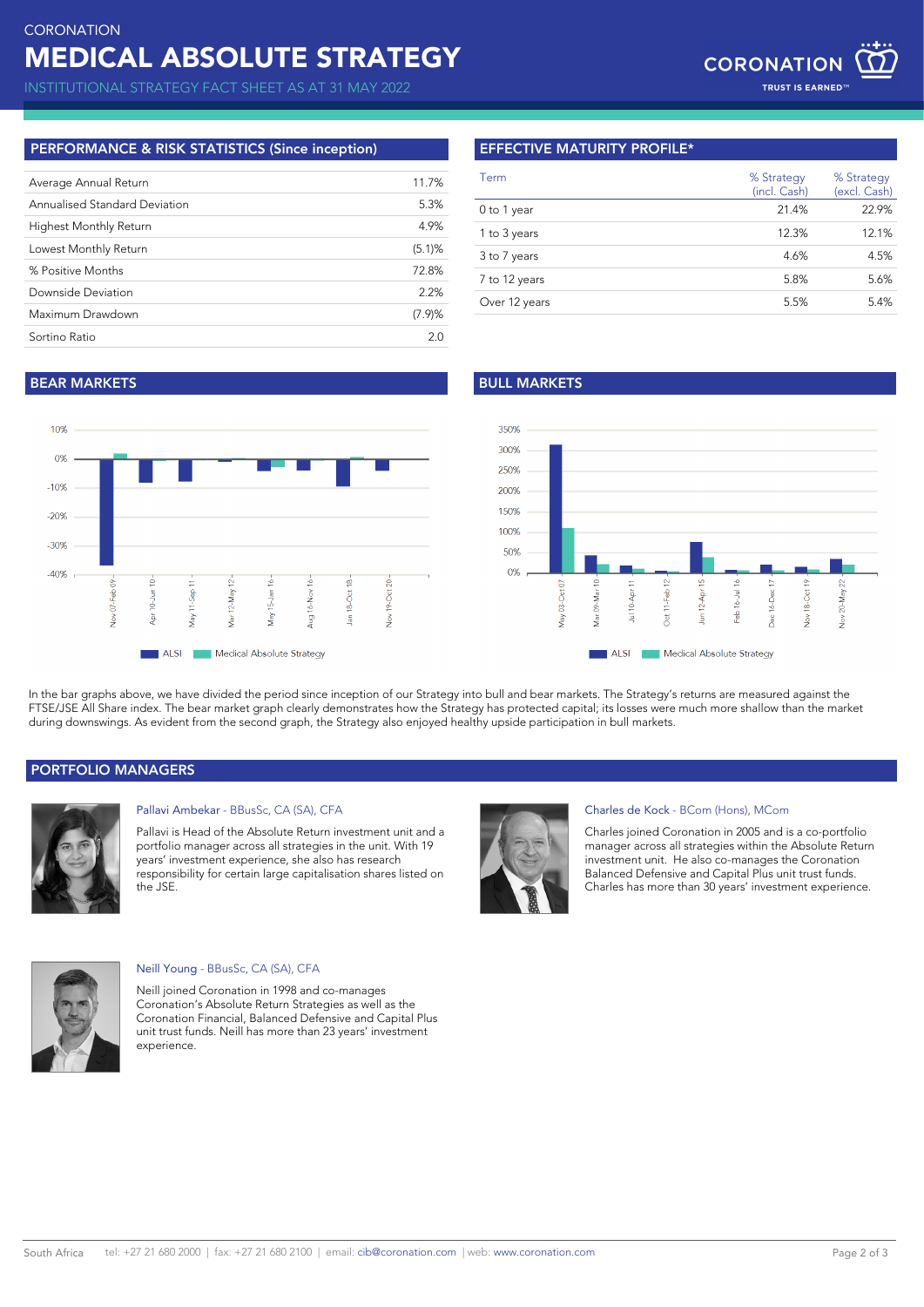CORONATION

# MEDICAL ABSOLUTE STRATEGY

INSTITUTIONAL STRATEGY FACT SHEET AS AT 31 MAY 2022

## PERFORMANCE & RISK STATISTICS (Since inception)

| | |
|---|---|
| Average Annual Return | 11.7% |
| Annualised Standard Deviation | 5.3% |
| Highest Monthly Return | 4.9% |
| Lowest Monthly Return | (5.1)% |
| % Positive Months | 72.8% |
| Downside Deviation | 2.2% |
| Maximum Drawdown | (7.9)% |
| Sortino Ratio | 2.0 |

## EFFECTIVE MATURITY PROFILE*

| Term | % Strategy (incl. Cash) | % Strategy (excl. Cash) |
|---|---|---|
| 0 to 1 year | 21.4% | 22.9% |
| 1 to 3 years | 12.3% | 12.1% |
| 3 to 7 years | 4.6% | 4.5% |
| 7 to 12 years | 5.8% | 5.6% |
| Over 12 years | 5.5% | 5.4% |

## BEAR MARKETS

## BULL MARKETS

In the bar graphs above, we have divided the period since inception of our Strategy into bull and bear markets. The Strategy's returns are measured against the FTSE/JSE All Share index. The bear market graph clearly demonstrates how the Strategy has protected capital; its losses were much more shallow than the market during downswings. As evident from the second graph, the Strategy also enjoyed healthy upside participation in bull markets.

## PORTFOLIO MANAGERS

**Pallavi Ambekar** - BBusSc, CA (SA), CFA

Pallavi is Head of the Absolute Return investment unit and a portfolio manager across all strategies in the unit. With 19 years' investment experience, she also has research responsibility for certain large capitalisation shares listed on the JSE.

**Charles de Kock** - BCom (Hons), MCom

Charles joined Coronation in 2005 and is a co-portfolio manager across all strategies within the Absolute Return investment unit. He also co-manages the Coronation Balanced Defensive and Capital Plus unit trust funds. Charles has more than 30 years' investment experience.

**Neill Young** - BBusSc, CA (SA), CFA

Neill joined Coronation in 1998 and co-manages Coronation's Absolute Return Strategies as well as the Coronation Financial, Balanced Defensive and Capital Plus unit trust funds. Neill has more than 23 years' investment experience.

South Africa tel: +27 21 680 2000 | fax: +27 21 680 2100 | email: cib@coronation.com | web: www.coronation.com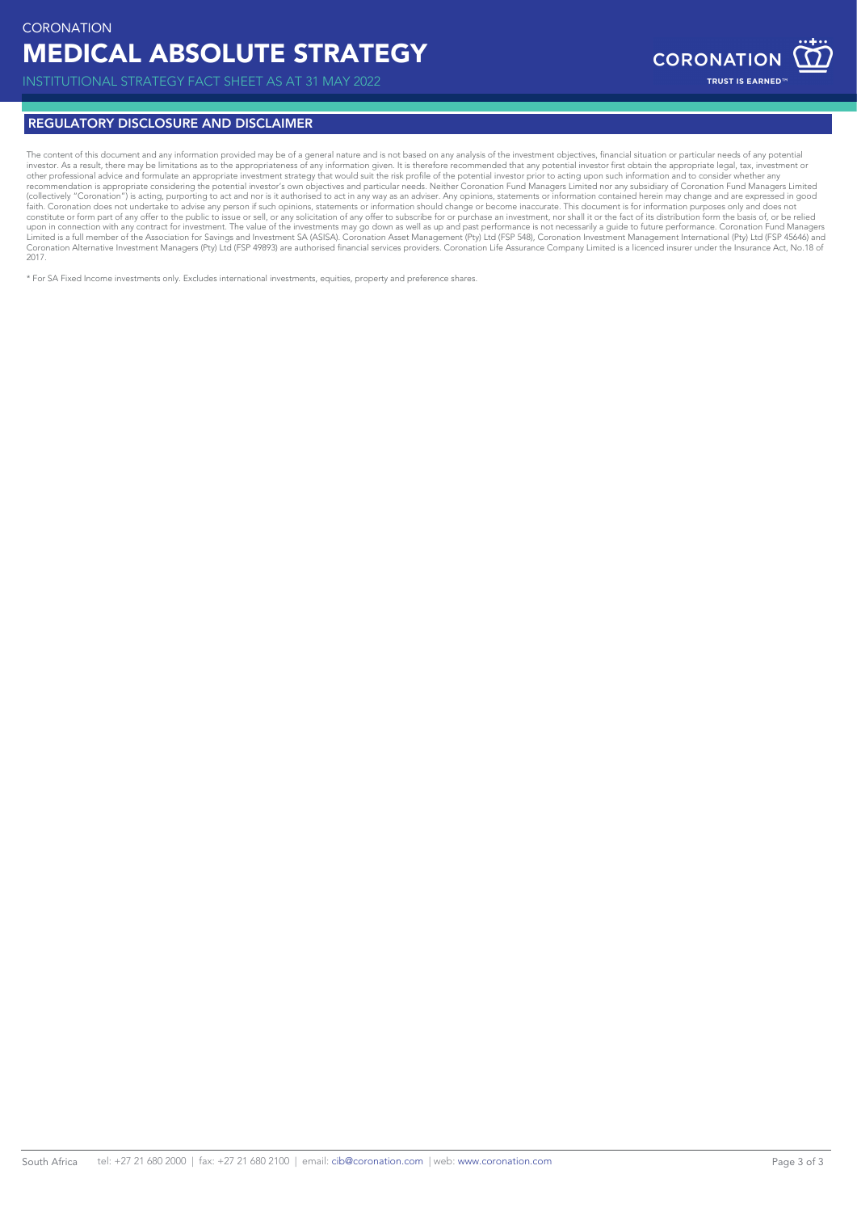# CORONATION
# MEDICAL ABSOLUTE STRATEGY

INSTITUTIONAL STRATEGY FACT SHEET AS AT 31 MAY 2022

## REGULATORY DISCLOSURE AND DISCLAIMER

The content of this document and any information provided may be of a general nature and is not based on any analysis of the investment objectives, financial situation or particular needs of any potential investor. As a result, there may be limitations as to the appropriateness of any information given. It is therefore recommended that any potential investor first obtain the appropriate legal, tax, investment or other professional advice and formulate an appropriate investment strategy that would suit the risk profile of the potential investor prior to acting upon such information and to consider whether any recommendation is appropriate considering the potential investor's own objectives and particular needs. Neither Coronation Fund Managers Limited nor any subsidiary of Coronation Fund Managers Limited (collectively "Coronation") is acting, purporting to act and nor is it authorised to act in any way as an adviser. Any opinions, statements or information contained herein may change and are expressed in good faith. Coronation does not undertake to advise any person if such opinions, statements or information should change or become inaccurate. This document is for information purposes only and does not constitute or form part of any offer to the public to issue or sell, or any solicitation of any offer to subscribe for or purchase an investment, nor shall it or the fact of its distribution form the basis of, or be relied upon in connection with any contract for investment. The value of the investments may go down as well as up and past performance is not necessarily a guide to future performance. Coronation Fund Managers Limited is a full member of the Association for Savings and Investment SA (ASISA). Coronation Asset Management (Pty) Ltd (FSP 548), Coronation Investment Management International (Pty) Ltd (FSP 45646) and Coronation Alternative Investment Managers (Pty) Ltd (FSP 49893) are authorised financial services providers. Coronation Life Assurance Company Limited is a licenced insurer under the Insurance Act, No.18 of 2017.

* For SA Fixed Income investments only. Excludes international investments, equities, property and preference shares.

South Africa tel: +27 21 680 2000 | fax: +27 21 680 2100 | email: cib@coronation.com | web: www.coronation.com